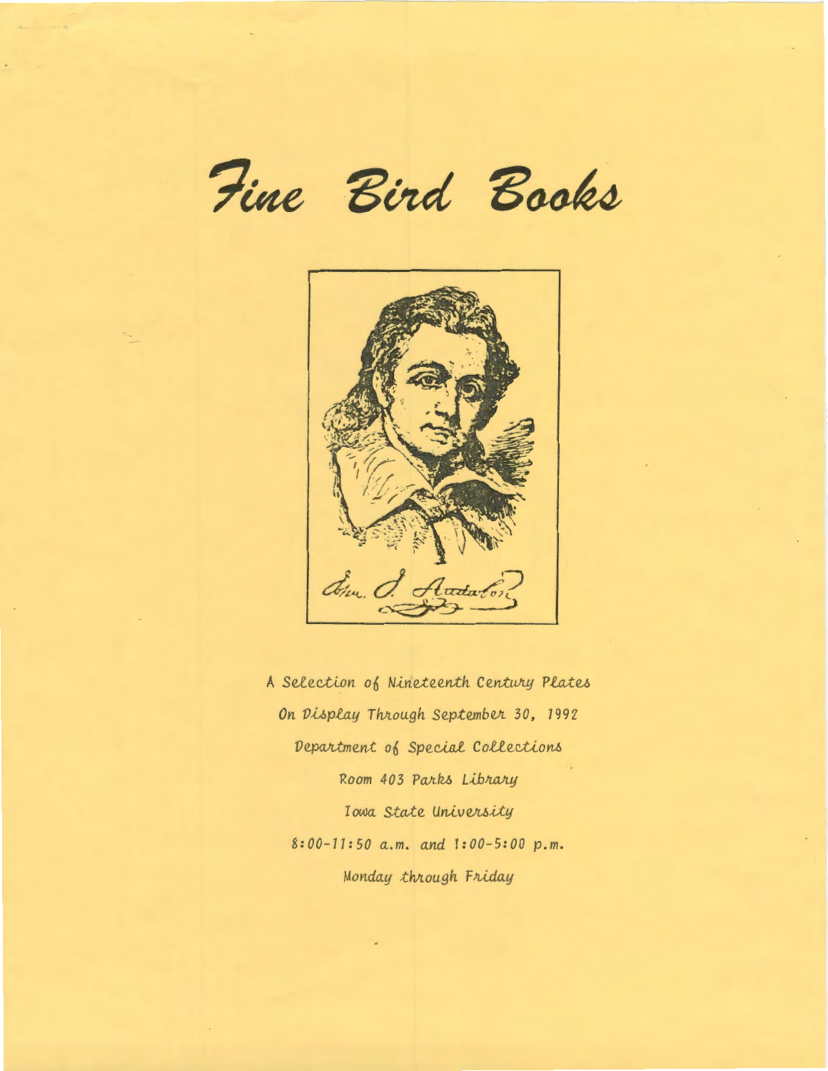# Fine Bird Books

Jn. J. Audubon

A Selection of Nineteenth Century Plates

On Display Through September 30, 1992

Department of Special Collections

Room 403 Parks Library

Iowa State University

8:00-11:50 a.m. and 1:00-5:00 p.m.

Monday through Friday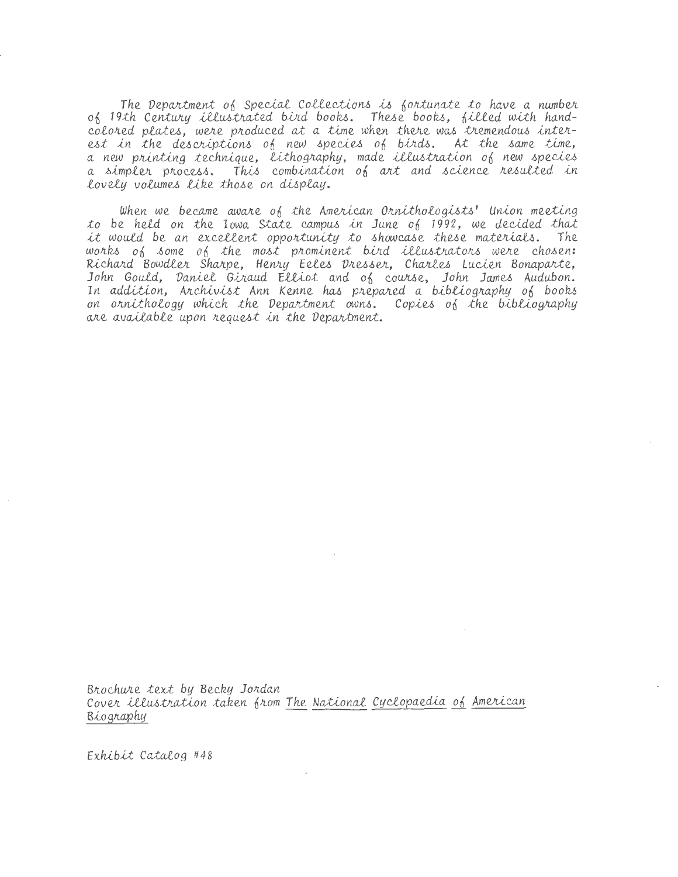The Department of Special Collections is fortunate to have a number of 19th Century illustrated bird books. These books, filled with hand-colored plates, were produced at a time when there was tremendous interest in the descriptions of new species of birds. At the same time, a new printing technique, lithography, made illustration of new species a simpler process. This combination of art and science resulted in lovely volumes like those on display.

When we became aware of the American Ornithologists' Union meeting to be held on the Iowa State campus in June of 1992, we decided that it would be an excellent opportunity to showcase these materials. The works of some of the most prominent bird illustrators were chosen: Richard Bowdler Sharpe, Henry Eeles Dresser, Charles Lucien Bonaparte, John Gould, Daniel Giraud Elliot and of course, John James Audubon. In addition, Archivist Ann Kenne has prepared a bibliography of books on ornithology which the Department owns. Copies of the bibliography are available upon request in the Department.

Brochure text by Becky Jordan
Cover illustration taken from The National Cyclopaedia of American Biography

Exhibit Catalog #48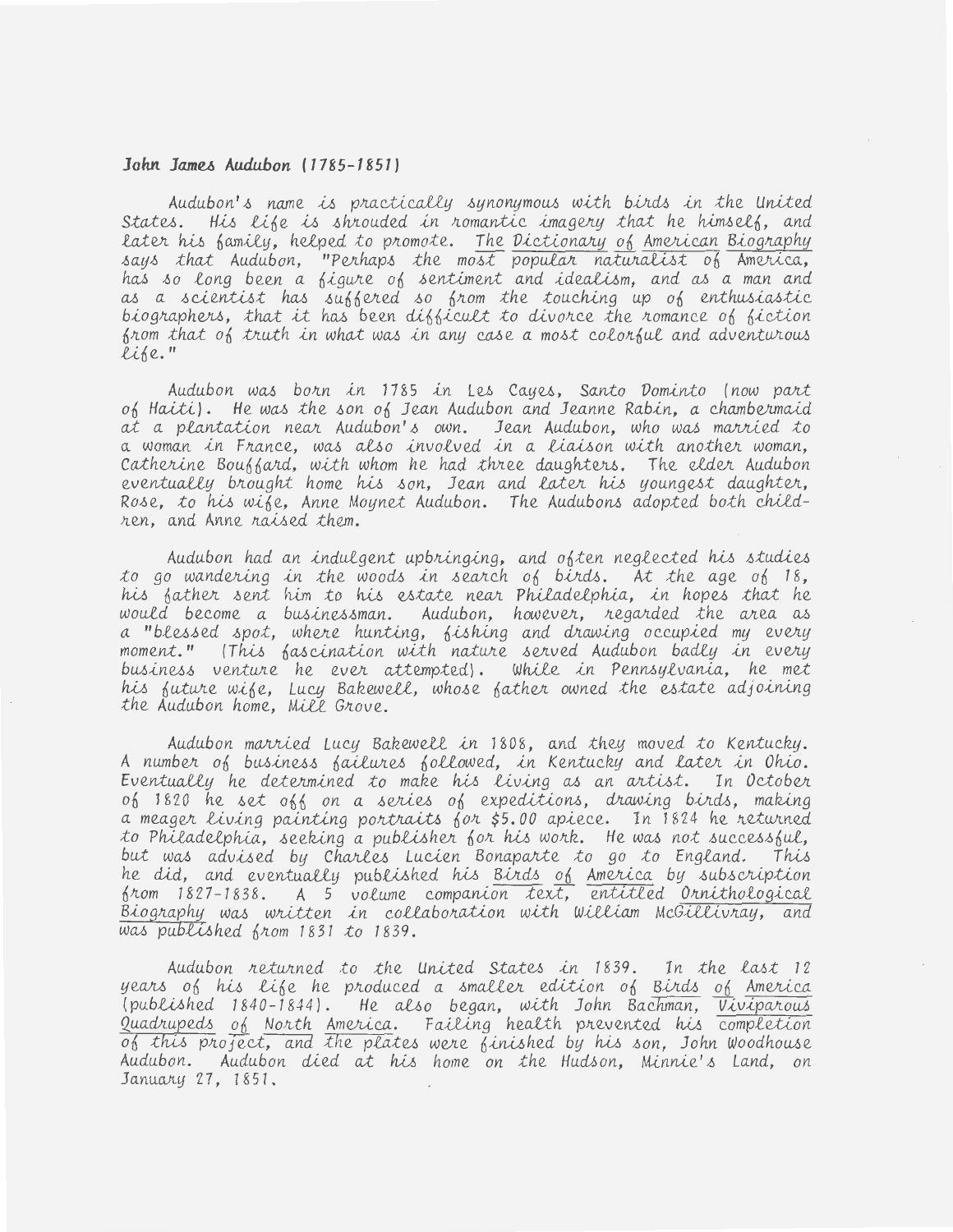### *John James Audubon (1785-1851)*

*Audubon's name is practically synonymous with birds in the United States. His life is shrouded in romantic imagery that he himself, and later his family, helped to promote. The Dictionary of American Biography says that Audubon, "Perhaps the most popular naturalist of America, has so long been a figure of sentiment and idealism, and as a man and as a scientist has suffered so from the touching up of enthusiastic biographers, that it has been difficult to divorce the romance of fiction from that of truth in what was in any case a most colorful and adventurous life."*

*Audubon was born in 1785 in Les Cayes, Santo Dominto (now part of Haiti). He was the son of Jean Audubon and Jeanne Rabin, a chambermaid at a plantation near Audubon's own. Jean Audubon, who was married to a woman in France, was also involved in a liaison with another woman, Catherine Bouffard, with whom he had three daughters. The elder Audubon eventually brought home his son, Jean and later his youngest daughter, Rose, to his wife, Anne Moynet Audubon. The Audubons adopted both children, and Anne raised them.*

*Audubon had an indulgent upbringing, and often neglected his studies to go wandering in the woods in search of birds. At the age of 18, his father sent him to his estate near Philadelphia, in hopes that he would become a businessman. Audubon, however, regarded the area as a "blessed spot, where hunting, fishing and drawing occupied my every moment." (This fascination with nature served Audubon badly in every business venture he ever attempted). While in Pennsylvania, he met his future wife, Lucy Bakewell, whose father owned the estate adjoining the Audubon home, Mill Grove.*

*Audubon married Lucy Bakewell in 1808, and they moved to Kentucky. A number of business failures followed, in Kentucky and later in Ohio. Eventually he determined to make his living as an artist. In October of 1820 he set off on a series of expeditions, drawing birds, making a meager living painting portraits for $5.00 apiece. In 1824 he returned to Philadelphia, seeking a publisher for his work. He was not successful, but was advised by Charles Lucien Bonaparte to go to England. This he did, and eventually published his Birds of America by subscription from 1827-1838. A 5 volume companion text, entitled Ornithological Biography was written in collaboration with William McGillivray, and was published from 1831 to 1839.*

*Audubon returned to the United States in 1839. In the last 12 years of his life he produced a smaller edition of Birds of America (published 1840-1844). He also began, with John Bachman, Viviparous Quadrupeds of North America. Failing health prevented his completion of this project, and the plates were finished by his son, John Woodhouse Audubon. Audubon died at his home on the Hudson, Minnie's Land, on January 27, 1851.*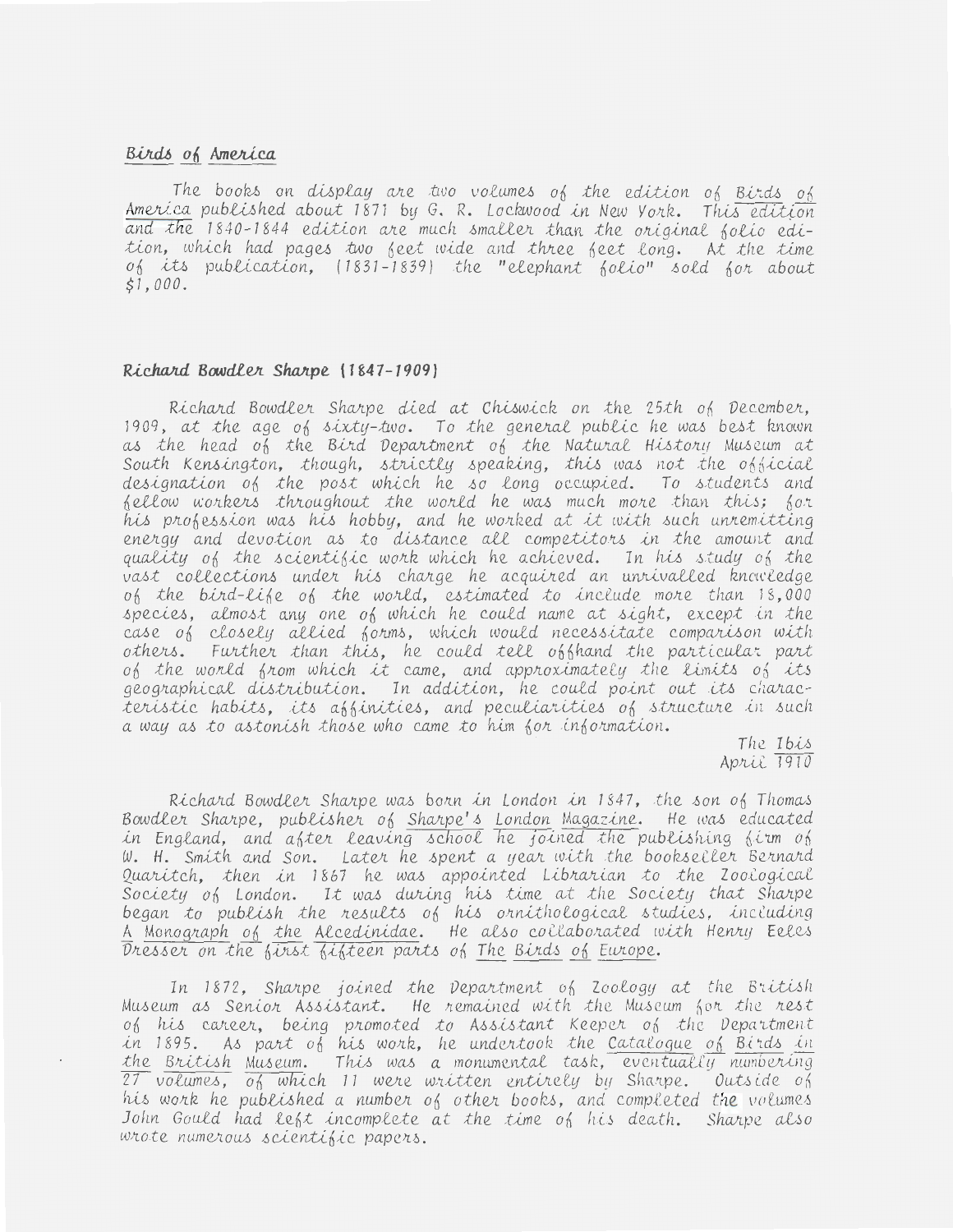## Birds of America

The books on display are two volumes of the edition of Birds of America published about 1871 by G. R. Lockwood in New York. This edition and the 1840-1844 edition are much smaller than the original folio edition, which had pages two feet wide and three feet long. At the time of its publication, (1831-1839) the "elephant folio" sold for about $1,000.

## Richard Bowdler Sharpe (1847-1909)

Richard Bowdler Sharpe died at Chiswick on the 25th of December, 1909, at the age of sixty-two. To the general public he was best known as the head of the Bird Department of the Natural History Museum at South Kensington, though, strictly speaking, this was not the official designation of the post which he so long occupied. To students and fellow workers throughout the world he was much more than this; for his profession was his hobby, and he worked at it with such unremitting energy and devotion as to distance all competitors in the amount and quality of the scientific work which he achieved. In his study of the vast collections under his charge he acquired an unrivalled knowledge of the bird-life of the world, estimated to include more than 18,000 species, almost any one of which he could name at sight, except in the case of closely allied forms, which would necessitate comparison with others. Further than this, he could tell offhand the particular part of the world from which it came, and approximately the limits of its geographical distribution. In addition, he could point out its characteristic habits, its affinities, and peculiarities of structure in such a way as to astonish those who came to him for information.

The Ibis
April 1910

Richard Bowdler Sharpe was born in London in 1847, the son of Thomas Bowdler Sharpe, publisher of Sharpe's London Magazine. He was educated in England, and after leaving school he joined the publishing firm of W. H. Smith and Son. Later he spent a year with the bookseller Bernard Quaritch, then in 1867 he was appointed Librarian to the Zoological Society of London. It was during his time at the Society that Sharpe began to publish the results of his ornithological studies, including A Monograph of the Alcedinidae. He also collaborated with Henry Eeles Dresser on the first fifteen parts of The Birds of Europe.

In 1872, Sharpe joined the Department of Zoology at the British Museum as Senior Assistant. He remained with the Museum for the rest of his career, being promoted to Assistant Keeper of the Department in 1895. As part of his work, he undertook the Catalogue of Birds in the British Museum. This was a monumental task, eventually numbering 27 volumes, of which 11 were written entirely by Sharpe. Outside of his work he published a number of other books, and completed the volumes John Gould had left incomplete at the time of his death. Sharpe also wrote numerous scientific papers.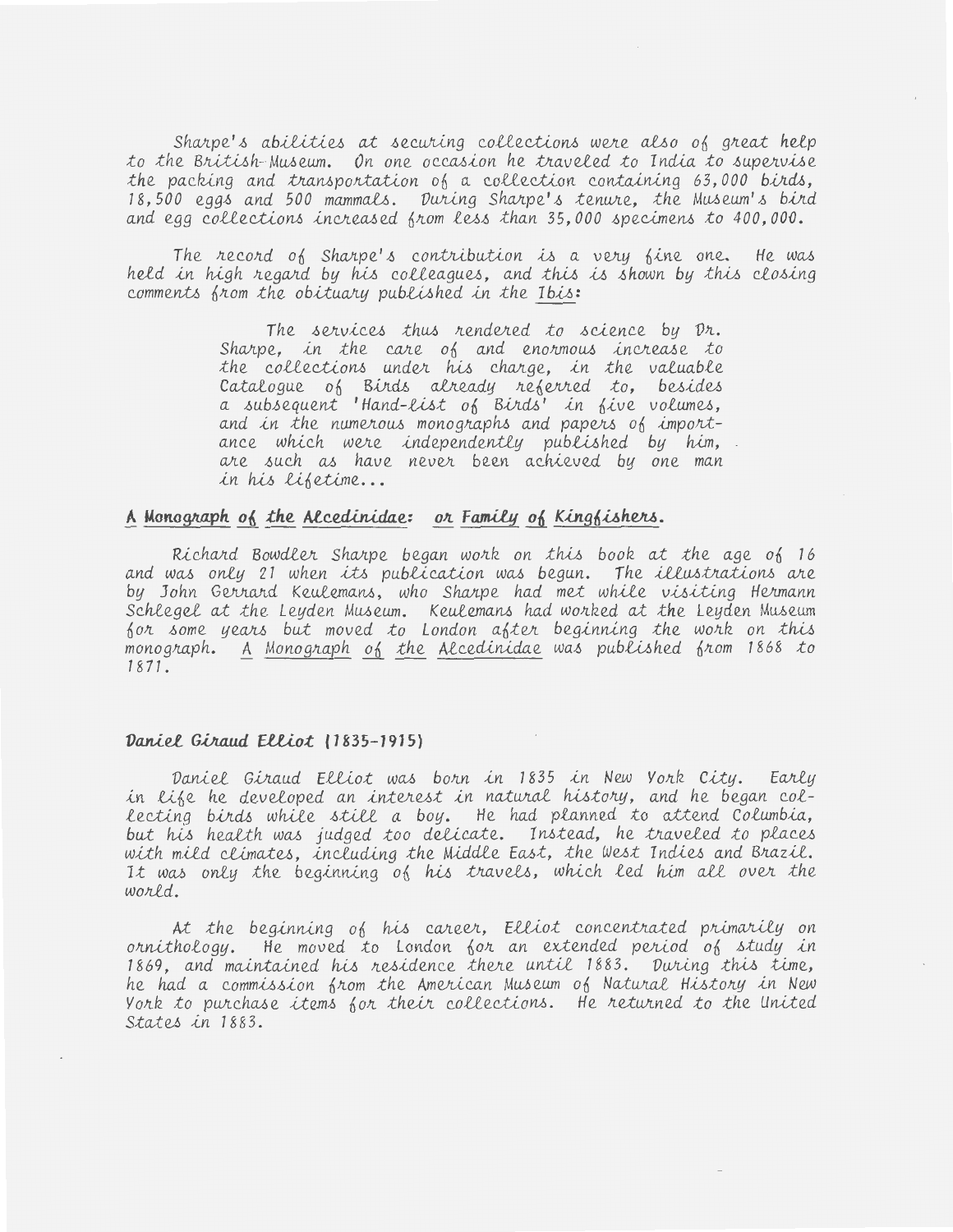Sharpe's abilities at securing collections were also of great help to the British-Museum. On one occasion he traveled to India to supervise the packing and transportation of a collection containing 63,000 birds, 18,500 eggs and 500 mammals. During Sharpe's tenure, the Museum's bird and egg collections increased from less than 35,000 specimens to 400,000.

The record of Sharpe's contribution is a very fine one. He was held in high regard by his colleagues, and this is shown by this closing comments from the obituary published in the Ibis:

> The services thus rendered to science by Dr. Sharpe, in the care of and enormous increase to the collections under his charge, in the valuable Catalogue of Birds already referred to, besides a subsequent 'Hand-list of Birds' in five volumes, and in the numerous monographs and papers of importance which were independently published by him, are such as have never been achieved by one man in his lifetime...

## A Monograph of the Alcedinidae: or Family of Kingfishers.

Richard Bowdler Sharpe began work on this book at the age of 16 and was only 21 when its publication was begun. The illustrations are by John Gerrard Keulemans, who Sharpe had met while visiting Hermann Schlegel at the Leyden Museum. Keulemans had worked at the Leyden Museum for some years but moved to London after beginning the work on this monograph. A Monograph of the Alcedinidae was published from 1868 to 1871.

## Daniel Giraud Elliot (1835-1915)

Daniel Giraud Elliot was born in 1835 in New York City. Early in life he developed an interest in natural history, and he began collecting birds while still a boy. He had planned to attend Columbia, but his health was judged too delicate. Instead, he traveled to places with mild climates, including the Middle East, the West Indies and Brazil. It was only the beginning of his travels, which led him all over the world.

At the beginning of his career, Elliot concentrated primarily on ornithology. He moved to London for an extended period of study in 1869, and maintained his residence there until 1883. During this time, he had a commission from the American Museum of Natural History in New York to purchase items for their collections. He returned to the United States in 1883.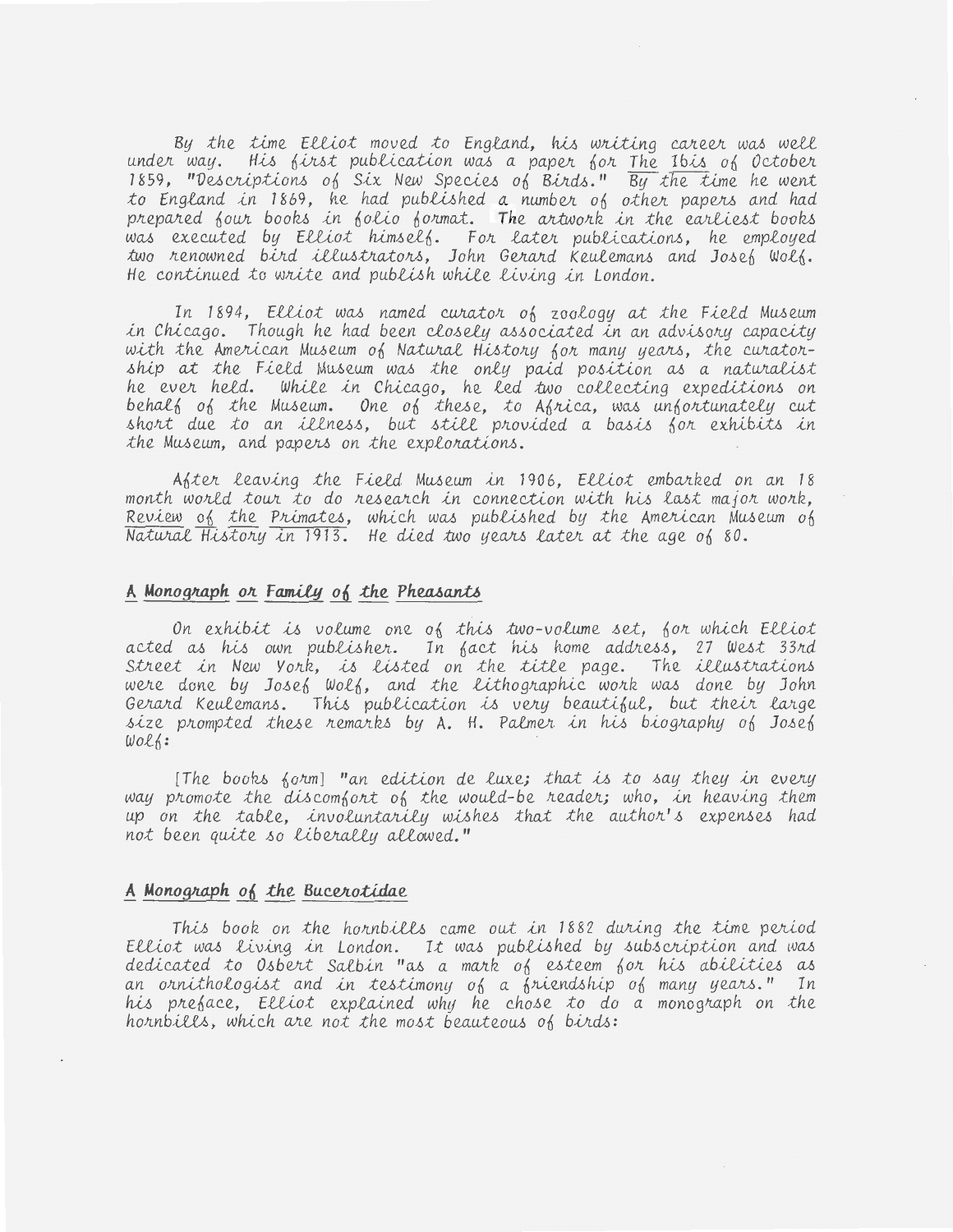By the time Elliot moved to England, his writing career was well under way. His first publication was a paper for The Ibis of October 1859, "Descriptions of Six New Species of Birds." By the time he went to England in 1869, he had published a number of other papers and had prepared four books in folio format. The artwork in the earliest books was executed by Elliot himself. For later publications, he employed two renowned bird illustrators, John Gerard Keulemans and Josef Wolf. He continued to write and publish while living in London.

In 1894, Elliot was named curator of zoology at the Field Museum in Chicago. Though he had been closely associated in an advisory capacity with the American Museum of Natural History for many years, the curatorship at the Field Museum was the only paid position as a naturalist he ever held. While in Chicago, he led two collecting expeditions on behalf of the Museum. One of these, to Africa, was unfortunately cut short due to an illness, but still provided a basis for exhibits in the Museum, and papers on the explorations.

After leaving the Field Museum in 1906, Elliot embarked on an 18 month world tour to do research in connection with his last major work, Review of the Primates, which was published by the American Museum of Natural History in 1913. He died two years later at the age of 80.

## A Monograph of the Family of the Pheasants

On exhibit is volume one of this two-volume set, for which Elliot acted as his own publisher. In fact his home address, 27 West 33rd Street in New York, is listed on the title page. The illustrations were done by Josef Wolf, and the lithographic work was done by John Gerard Keulemans. This publication is very beautiful, but their large size prompted these remarks by A. H. Palmer in his biography of Josef Wolf:

[The books form] "an edition de luxe; that is to say they in every way promote the discomfort of the would-be reader; who, in heaving them up on the table, involuntarily wishes that the author's expenses had not been quite so liberally allowed."

## A Monograph of the Bucerotidae

This book on the hornbills came out in 1882 during the time period Elliot was living in London. It was published by subscription and was dedicated to Osbert Salbin "as a mark of esteem for his abilities as an ornithologist and in testimony of a friendship of many years." In his preface, Elliot explained why he chose to do a monograph on the hornbills, which are not the most beauteous of birds: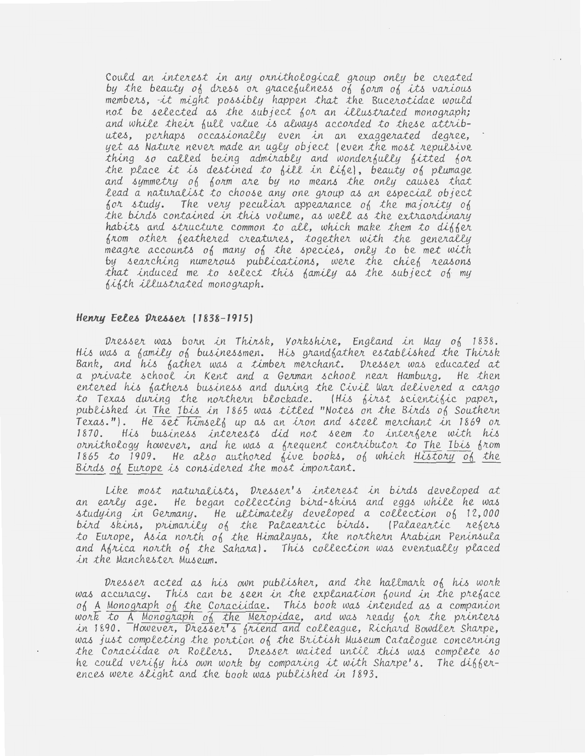Could an interest in any ornithological group only be created by the beauty of dress or gracefulness of form of its various members, it might possibly happen that the Bucerotidae would not be selected as the subject for an illustrated monograph; and while their full value is always accorded to these attributes, perhaps occasionally even in an exaggerated degree, yet as Nature never made an ugly object (even the most repulsive thing so called being admirably and wonderfully fitted for the place it is destined to fill in life), beauty of plumage and symmetry of form are by no means the only causes that lead a naturalist to choose any one group as an especial object for study. The very peculiar appearance of the majority of the birds contained in this volume, as well as the extraordinary habits and structure common to all, which make them to differ from other feathered creatures, together with the generally meagre accounts of many of the species, only to be met with by searching numerous publications, were the chief reasons that induced me to select this family as the subject of my fifth illustrated monograph.

### Henry Eeles Dresser (1838-1915)

Dresser was born in Thirsk, Yorkshire, England in May of 1838. His was a family of businessmen. His grandfather established the Thirsk Bank, and his father was a timber merchant. Dresser was educated at a private school in Kent and a German school near Hamburg. He then entered his fathers business and during the Civil War delivered a cargo to Texas during the northern blockade. (His first scientific paper, published in <u>The Ibis</u> in 1865 was titled "Notes on the Birds of Southern Texas."). He set himself up as an iron and steel merchant in 1869 or 1870. His business interests did not seem to interfere with his ornithology however, and he was a frequent contributor to <u>The Ibis</u> from 1865 to 1909. He also authored five books, of which <u>History of the Birds of Europe</u> is considered the most important.

Like most naturalists, Dresser's interest in birds developed at an early age. He began collecting bird-skins and eggs while he was studying in Germany. He ultimately developed a collection of 12,000 bird skins, primarily of the Palaeartic birds. (Palaeartic refers to Europe, Asia north of the Himalayas, the northern Arabian Peninsula and Africa north of the Sahara). This collection was eventually placed in the Manchester Museum.

Dresser acted as his own publisher, and the hallmark of his work was accuracy. This can be seen in the explanation found in the preface of <u>A Monograph of the Coraciidae</u>. This book was intended as a companion work to <u>A Monograph of the Meropidae</u>, and was ready for the printers in 1890. However, Dresser's friend and colleague, Richard Bowdler Sharpe, was just completing the portion of the British Museum Catalogue concerning the Coraciidae or Rollers. Dresser waited until this was complete so he could verify his own work by comparing it with Sharpe's. The differences were slight and the book was published in 1893.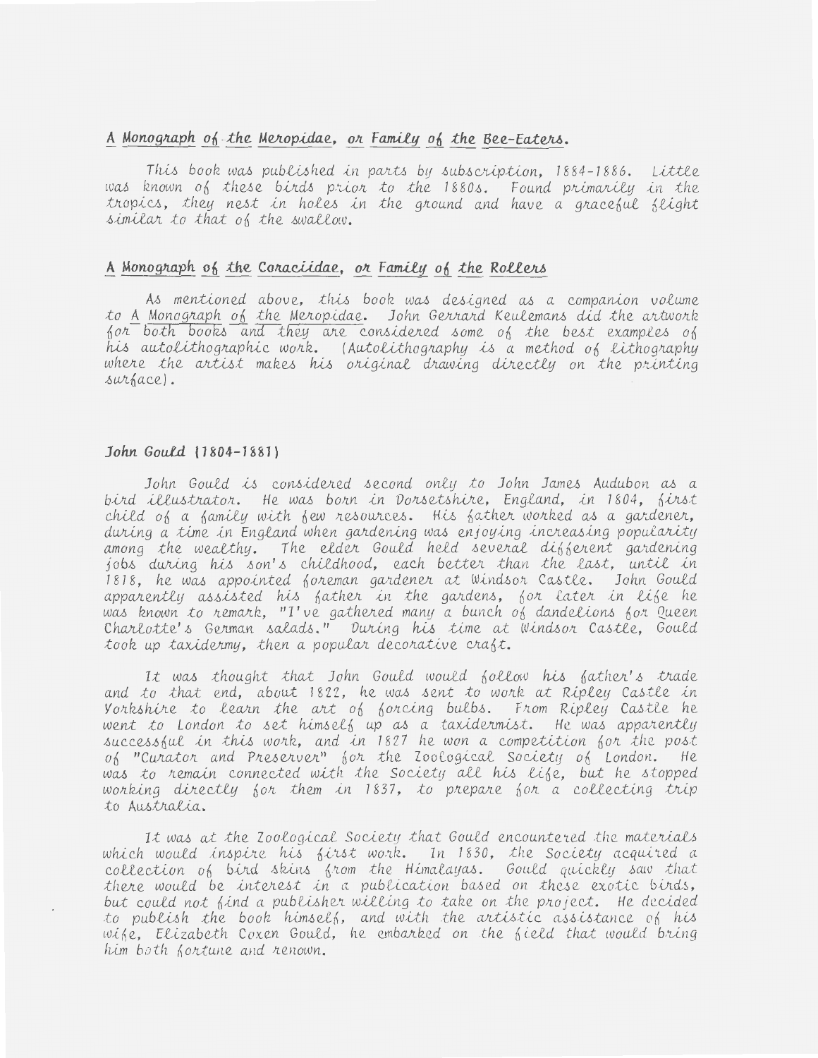<u>A Monograph of the Meropidae, or Family of the Bee-Eaters.</u>

This book was published in parts by subscription, 1884-1886. Little was known of these birds prior to the 1880s. Found primarily in the tropics, they nest in holes in the ground and have a graceful flight similar to that of the swallow.

<u>A Monograph of the Coraciidae, or Family of the Rollers</u>

As mentioned above, this book was designed as a companion volume to <u>A Monograph of the Meropidae</u>. John Gerrard Keulemans did the artwork for both books and they are considered some of the best examples of his autolithographic work. (Autolithography is a method of lithography where the artist makes his original drawing directly on the printing surface).

### John Gould (1804-1881)

John Gould is considered second only to John James Audubon as a bird illustrator. He was born in Dorsetshire, England, in 1804, first child of a family with few resources. His father worked as a gardener, during a time in England when gardening was enjoying increasing popularity among the wealthy. The elder Gould held several different gardening jobs during his son's childhood, each better than the last, until in 1818, he was appointed foreman gardener at Windsor Castle. John Gould apparently assisted his father in the gardens, for later in life he was known to remark, "I've gathered many a bunch of dandelions for Queen Charlotte's German salads." During his time at Windsor Castle, Gould took up taxidermy, then a popular decorative craft.

It was thought that John Gould would follow his father's trade and to that end, about 1822, he was sent to work at Ripley Castle in Yorkshire to learn the art of forcing bulbs. From Ripley Castle he went to London to set himself up as a taxidermist. He was apparently successful in this work, and in 1827 he won a competition for the post of "Curator and Preserver" for the Zoological Society of London. He was to remain connected with the Society all his life, but he stopped working directly for them in 1837, to prepare for a collecting trip to Australia.

It was at the Zoological Society that Gould encountered the materials which would inspire his first work. In 1830, the Society acquired a collection of bird skins from the Himalayas. Gould quickly saw that there would be interest in a publication based on these exotic birds, but could not find a publisher willing to take on the project. He decided to publish the book himself, and with the artistic assistance of his wife, Elizabeth Coxen Gould, he embarked on the field that would bring him both fortune and renown.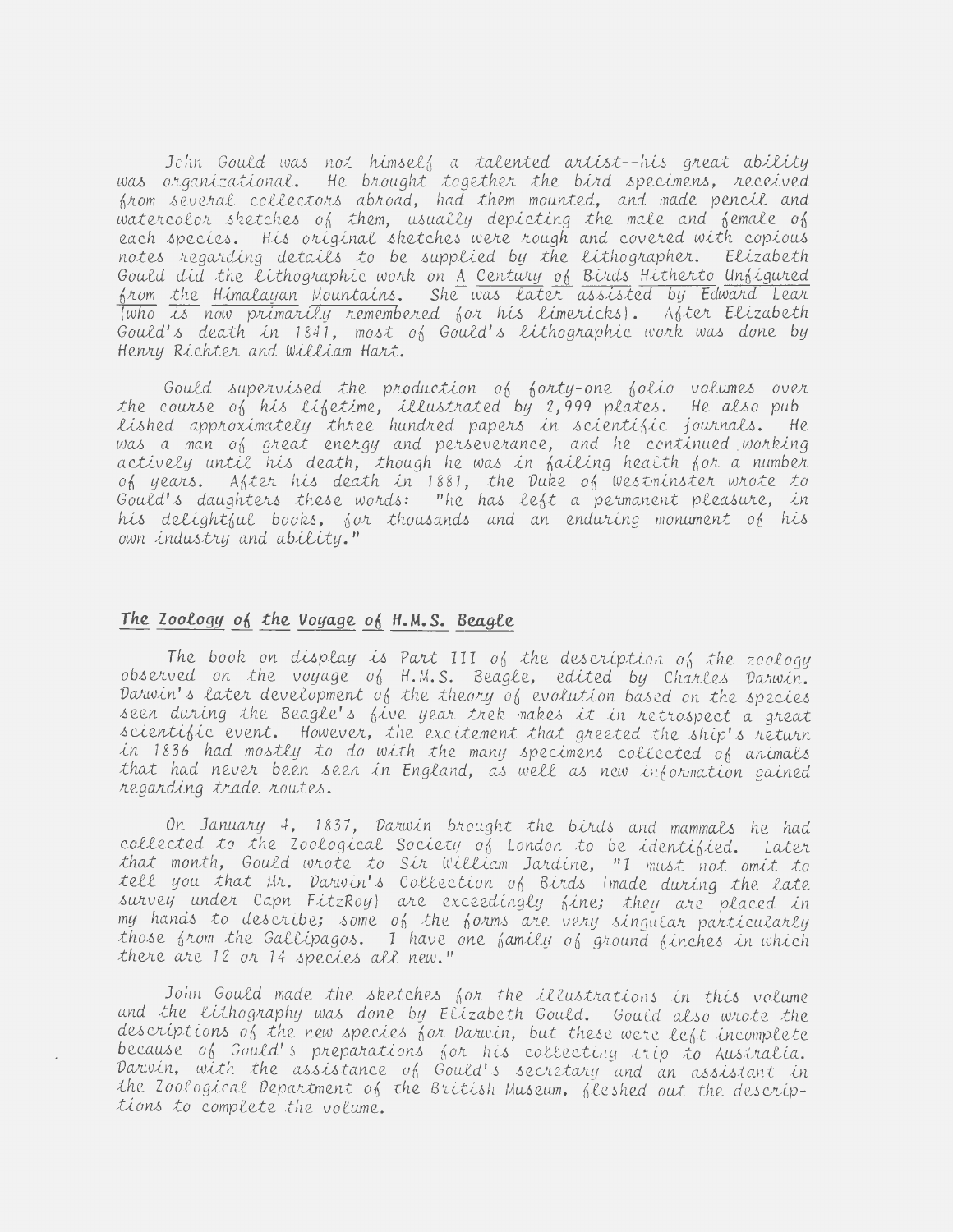John Gould was not himself a talented artist--his great ability was organizational. He brought together the bird specimens, received from several collectors abroad, had them mounted, and made pencil and watercolor sketches of them, usually depicting the male and female of each species. His original sketches were rough and covered with copious notes regarding details to be supplied by the lithographer. Elizabeth Gould did the lithographic work on _A Century of Birds Hitherto Unfigured from the Himalayan Mountains._ She was later assisted by Edward Lear (who is now primarily remembered for his limericks). After Elizabeth Gould's death in 1841, most of Gould's lithographic work was done by Henry Richter and William Hart.

Gould supervised the production of forty-one folio volumes over the course of his lifetime, illustrated by 2,999 plates. He also published approximately three hundred papers in scientific journals. He was a man of great energy and perseverance, and he continued working actively until his death, though he was in failing health for a number of years. After his death in 1881, the Duke of Westminster wrote to Gould's daughters these words: "he has left a permanent pleasure, in his delightful books, for thousands and an enduring monument of his own industry and ability."

## The Zoology of the Voyage of H.M.S. Beagle

The book on display is Part III of the description of the zoology observed on the voyage of H.M.S. Beagle, edited by Charles Darwin. Darwin's later development of the theory of evolution based on the species seen during the Beagle's five year trek makes it in retrospect a great scientific event. However, the excitement that greeted the ship's return in 1836 had mostly to do with the many specimens collected of animals that had never been seen in England, as well as new information gained regarding trade routes.

On January 4, 1837, Darwin brought the birds and mammals he had collected to the Zoological Society of London to be identified. Later that month, Gould wrote to Sir William Jardine, "I must not omit to tell you that Mr. Darwin's Collection of Birds (made during the late survey under Capn FitzRoy) are exceedingly fine; they are placed in my hands to describe; some of the forms are very singular particularly those from the Gallipagos. I have one family of ground finches in which there are 12 or 14 species all new."

John Gould made the sketches for the illustrations in this volume and the lithography was done by Elizabeth Gould. Gould also wrote the descriptions of the new species for Darwin, but these were left incomplete because of Gould's preparations for his collecting trip to Australia. Darwin, with the assistance of Gould's secretary and an assistant in the Zoological Department of the British Museum, fleshed out the descriptions to complete the volume.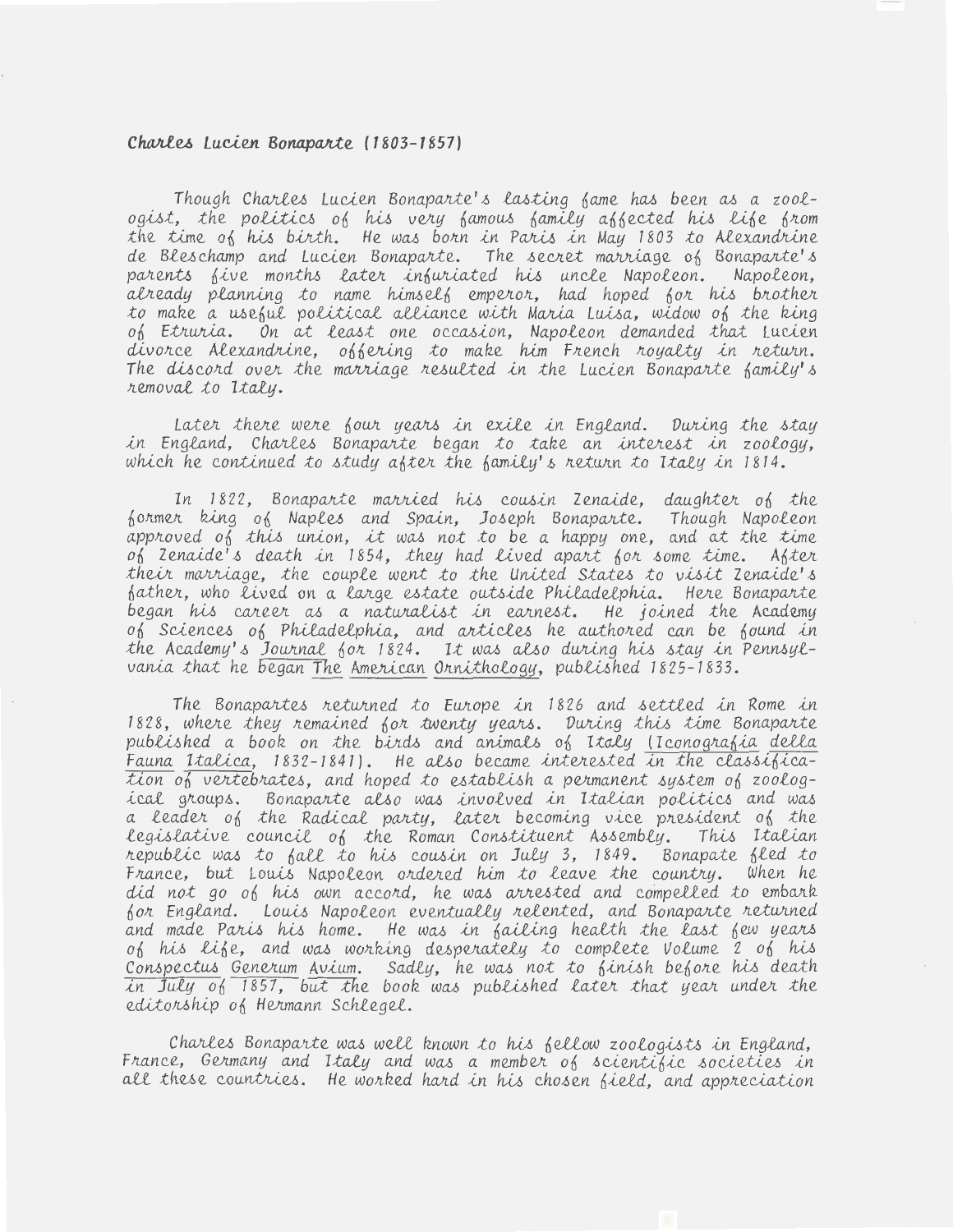*Charles Lucien Bonaparte (1803-1857)*

Though Charles Lucien Bonaparte's lasting fame has been as a zoologist, the politics of his very famous family affected his life from the time of his birth. He was born in Paris in May 1803 to Alexandrine de Bleschamp and Lucien Bonaparte. The secret marriage of Bonaparte's parents five months later infuriated his uncle Napoleon. Napoleon, already planning to name himself emperor, had hoped for his brother to make a useful political alliance with Maria Luisa, widow of the king of Etruria. On at least one occasion, Napoleon demanded that Lucien divorce Alexandrine, offering to make him French royalty in return. The discord over the marriage resulted in the Lucien Bonaparte family's removal to Italy.

Later there were four years in exile in England. During the stay in England, Charles Bonaparte began to take an interest in zoology, which he continued to study after the family's return to Italy in 1814.

In 1822, Bonaparte married his cousin Zenaide, daughter of the former king of Naples and Spain, Joseph Bonaparte. Though Napoleon approved of this union, it was not to be a happy one, and at the time of Zenaide's death in 1854, they had lived apart for some time. After their marriage, the couple went to the United States to visit Zenaide's father, who lived on a large estate outside Philadelphia. Here Bonaparte began his career as a naturalist in earnest. He joined the Academy of Sciences of Philadelphia, and articles he authored can be found in the Academy's Journal for 1824. It was also during his stay in Pennsylvania that he began The American Ornithology, published 1825-1833.

The Bonapartes returned to Europe in 1826 and settled in Rome in 1828, where they remained for twenty years. During this time Bonaparte published a book on the birds and animals of Italy (Iconografia della Fauna Italica, 1832-1841). He also became interested in the classification of vertebrates, and hoped to establish a permanent system of zoological groups. Bonaparte also was involved in Italian politics and was a leader of the Radical party, later becoming vice president of the legislative council of the Roman Constituent Assembly. This Italian republic was to fall to his cousin on July 3, 1849. Bonapate fled to France, but Louis Napoleon ordered him to leave the country. When he did not go of his own accord, he was arrested and compelled to embark for England. Louis Napoleon eventually relented, and Bonaparte returned and made Paris his home. He was in failing health the last few years of his life, and was working desperately to complete Volume 2 of his Conspectus Generum Avium. Sadly, he was not to finish before his death in July of 1857, but the book was published later that year under the editorship of Hermann Schlegel.

Charles Bonaparte was well known to his fellow zoologists in England, France, Germany and Italy and was a member of scientific societies in all these countries. He worked hard in his chosen field, and appreciation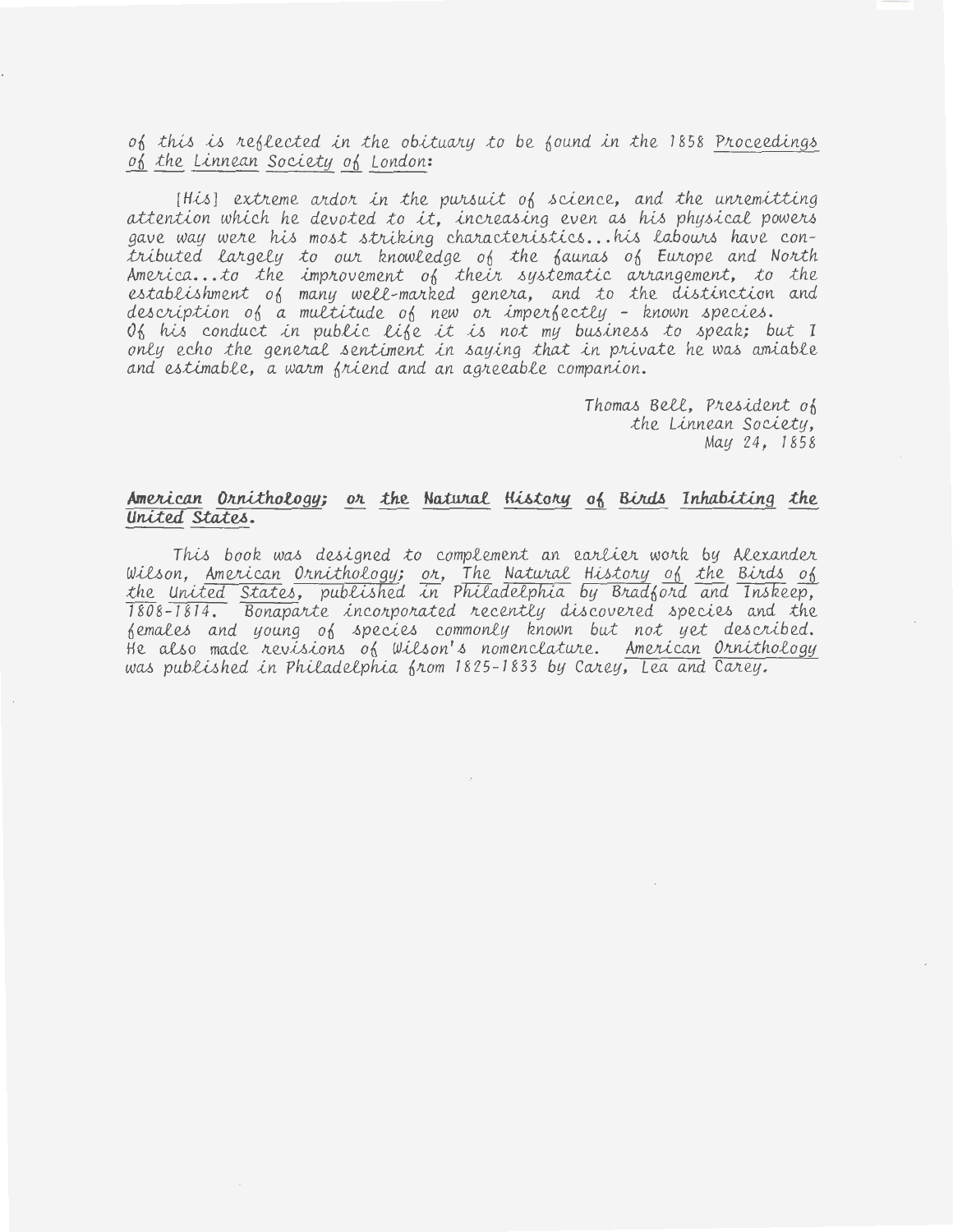of this is reflected in the obituary to be found in the 1858 Proceedings of the Linnean Society of London:

> [His] extreme ardor in the pursuit of science, and the unremitting attention which he devoted to it, increasing even as his physical powers gave way were his most striking characteristics...his labours have contributed largely to our knowledge of the faunas of Europe and North America...to the improvement of their systematic arrangement, to the establishment of many well-marked genera, and to the distinction and description of a multitude of new or imperfectly - known species. Of his conduct in public life it is not my business to speak; but I only echo the general sentiment in saying that in private he was amiable and estimable, a warm friend and an agreeable companion.

Thomas Bell, President of
the Linnean Society,
May 24, 1858

## American Ornithology; or the Natural History of Birds Inhabiting the United States.

This book was designed to complement an earlier work by Alexander Wilson, American Ornithology; or, The Natural History of the Birds of the United States, published in Philadelphia by Bradford and Inskeep, 1808-1814. Bonaparte incorporated recently discovered species and the females and young of species commonly known but not yet described. He also made revisions of Wilson's nomenclature. American Ornithology was published in Philadelphia from 1825-1833 by Carey, Lea and Carey.